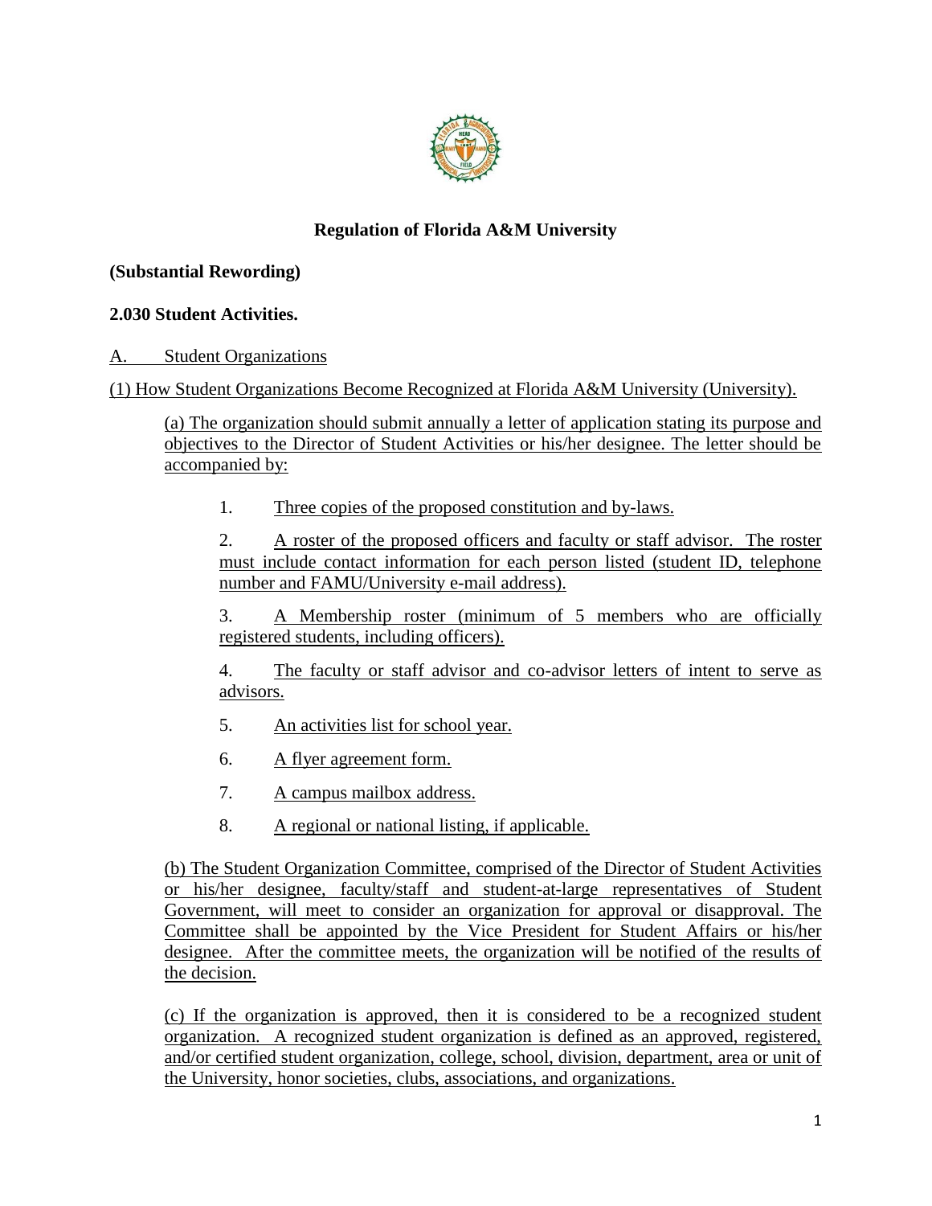**Regulation of Florida A&M University**

**(Substantial Rewording)**

**2.030 Student Activities.**

A. Student Organizations

(1) How Student Organizations Become Recognized at Florida A&M University (University).

(a) The organization should submit annually a letter of application stating its purpose and objectives to the Director of Student Activities or his/her designee. The letter should be accompanied by:

1. Three copies of the proposed constitution and by-laws.
2. A roster of the proposed officers and faculty or staff advisor. The roster must include contact information for each person listed (student ID, telephone number and FAMU/University e-mail address).
3. A Membership roster (minimum of 5 members who are officially registered students, including officers).
4. The faculty or staff advisor and co-advisor letters of intent to serve as advisors.
5. An activities list for school year.
6. A flyer agreement form.
7. A campus mailbox address.
8. A regional or national listing, if applicable.

(b) The Student Organization Committee, comprised of the Director of Student Activities or his/her designee, faculty/staff and student-at-large representatives of Student Government, will meet to consider an organization for approval or disapproval. The Committee shall be appointed by the Vice President for Student Affairs or his/her designee. After the committee meets, the organization will be notified of the results of the decision.

(c) If the organization is approved, then it is considered to be a recognized student organization. A recognized student organization is defined as an approved, registered, and/or certified student organization, college, school, division, department, area or unit of the University, honor societies, clubs, associations, and organizations.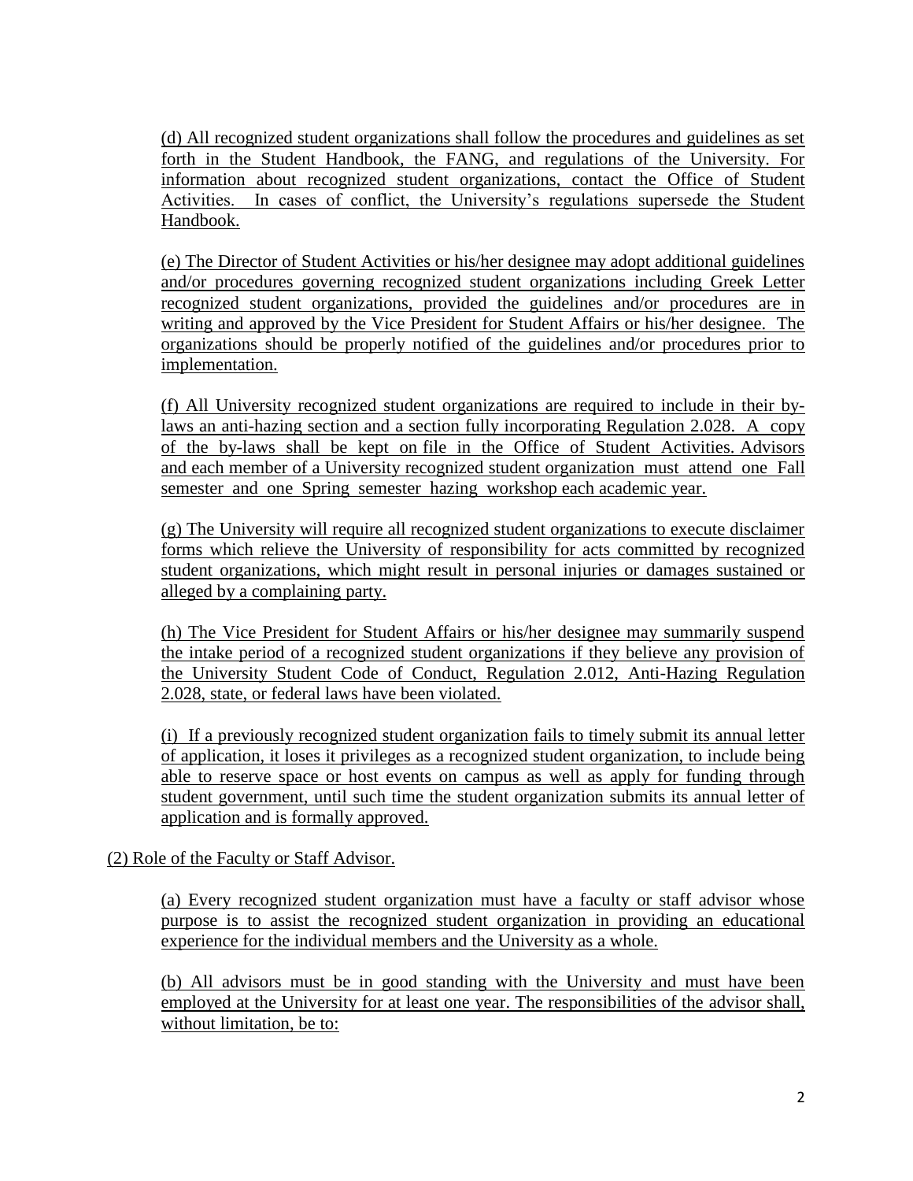(d) All recognized student organizations shall follow the procedures and guidelines as set forth in the Student Handbook, the FANG, and regulations of the University. For information about recognized student organizations, contact the Office of Student Activities. In cases of conflict, the University's regulations supersede the Student Handbook.

(e) The Director of Student Activities or his/her designee may adopt additional guidelines and/or procedures governing recognized student organizations including Greek Letter recognized student organizations, provided the guidelines and/or procedures are in writing and approved by the Vice President for Student Affairs or his/her designee. The organizations should be properly notified of the guidelines and/or procedures prior to implementation.

(f) All University recognized student organizations are required to include in their by-laws an anti-hazing section and a section fully incorporating Regulation 2.028. A copy of the by-laws shall be kept on file in the Office of Student Activities. Advisors and each member of a University recognized student organization must attend one Fall semester and one Spring semester hazing workshop each academic year.

(g) The University will require all recognized student organizations to execute disclaimer forms which relieve the University of responsibility for acts committed by recognized student organizations, which might result in personal injuries or damages sustained or alleged by a complaining party.

(h) The Vice President for Student Affairs or his/her designee may summarily suspend the intake period of a recognized student organizations if they believe any provision of the University Student Code of Conduct, Regulation 2.012, Anti-Hazing Regulation 2.028, state, or federal laws have been violated.

(i) If a previously recognized student organization fails to timely submit its annual letter of application, it loses it privileges as a recognized student organization, to include being able to reserve space or host events on campus as well as apply for funding through student government, until such time the student organization submits its annual letter of application and is formally approved.

(2) Role of the Faculty or Staff Advisor.

(a) Every recognized student organization must have a faculty or staff advisor whose purpose is to assist the recognized student organization in providing an educational experience for the individual members and the University as a whole.

(b) All advisors must be in good standing with the University and must have been employed at the University for at least one year. The responsibilities of the advisor shall, without limitation, be to: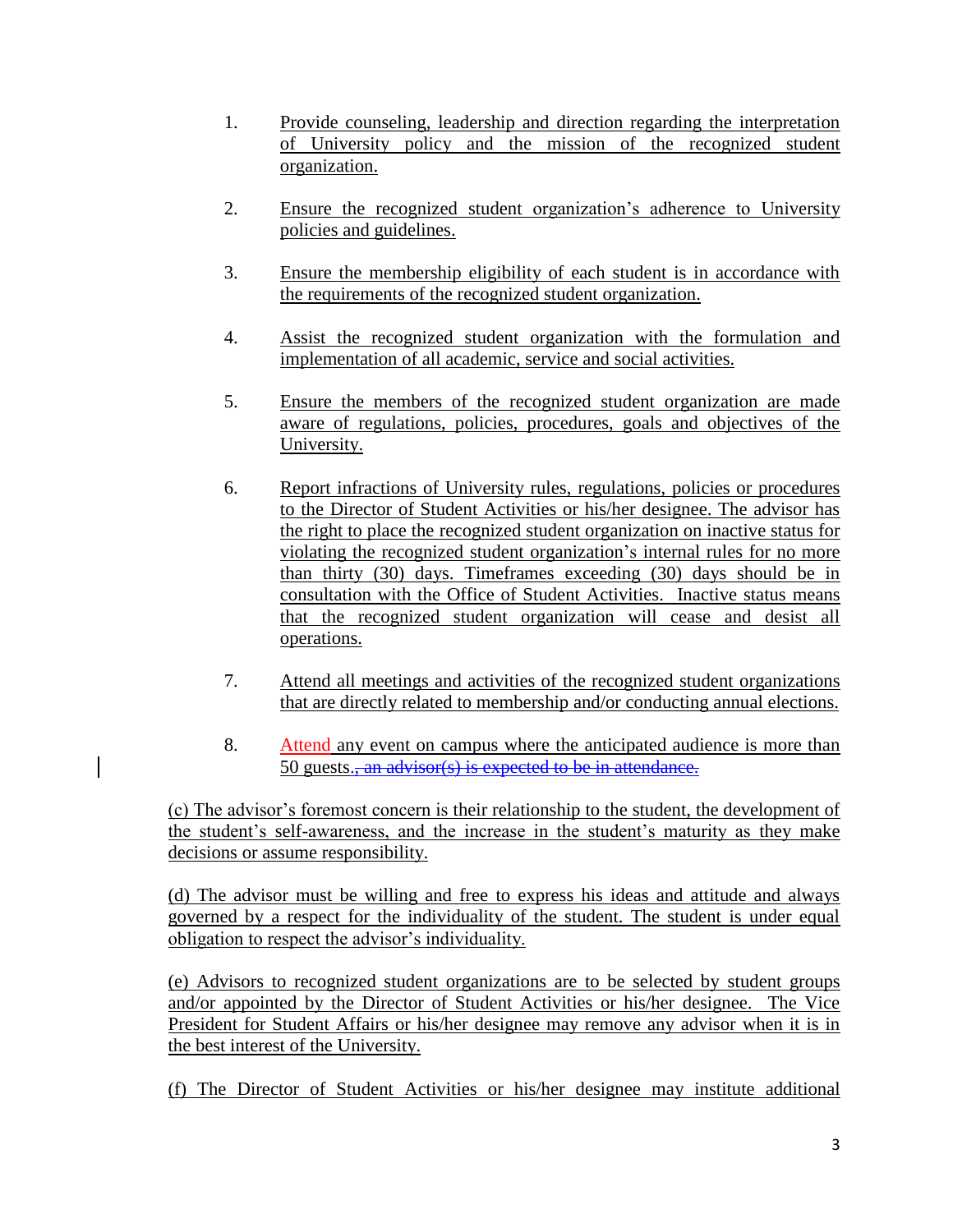1. Provide counseling, leadership and direction regarding the interpretation of University policy and the mission of the recognized student organization.

2. Ensure the recognized student organization's adherence to University policies and guidelines.

3. Ensure the membership eligibility of each student is in accordance with the requirements of the recognized student organization.

4. Assist the recognized student organization with the formulation and implementation of all academic, service and social activities.

5. Ensure the members of the recognized student organization are made aware of regulations, policies, procedures, goals and objectives of the University.

6. Report infractions of University rules, regulations, policies or procedures to the Director of Student Activities or his/her designee. The advisor has the right to place the recognized student organization on inactive status for violating the recognized student organization's internal rules for no more than thirty (30) days. Timeframes exceeding (30) days should be in consultation with the Office of Student Activities. Inactive status means that the recognized student organization will cease and desist all operations.

7. Attend all meetings and activities of the recognized student organizations that are directly related to membership and/or conducting annual elections.

8. Attend any event on campus where the anticipated audience is more than 50 guests.~~, an advisor(s) is expected to be in attendance.~~

(c) The advisor's foremost concern is their relationship to the student, the development of the student's self-awareness, and the increase in the student's maturity as they make decisions or assume responsibility.

(d) The advisor must be willing and free to express his ideas and attitude and always governed by a respect for the individuality of the student. The student is under equal obligation to respect the advisor's individuality.

(e) Advisors to recognized student organizations are to be selected by student groups and/or appointed by the Director of Student Activities or his/her designee. The Vice President for Student Affairs or his/her designee may remove any advisor when it is in the best interest of the University.

(f) The Director of Student Activities or his/her designee may institute additional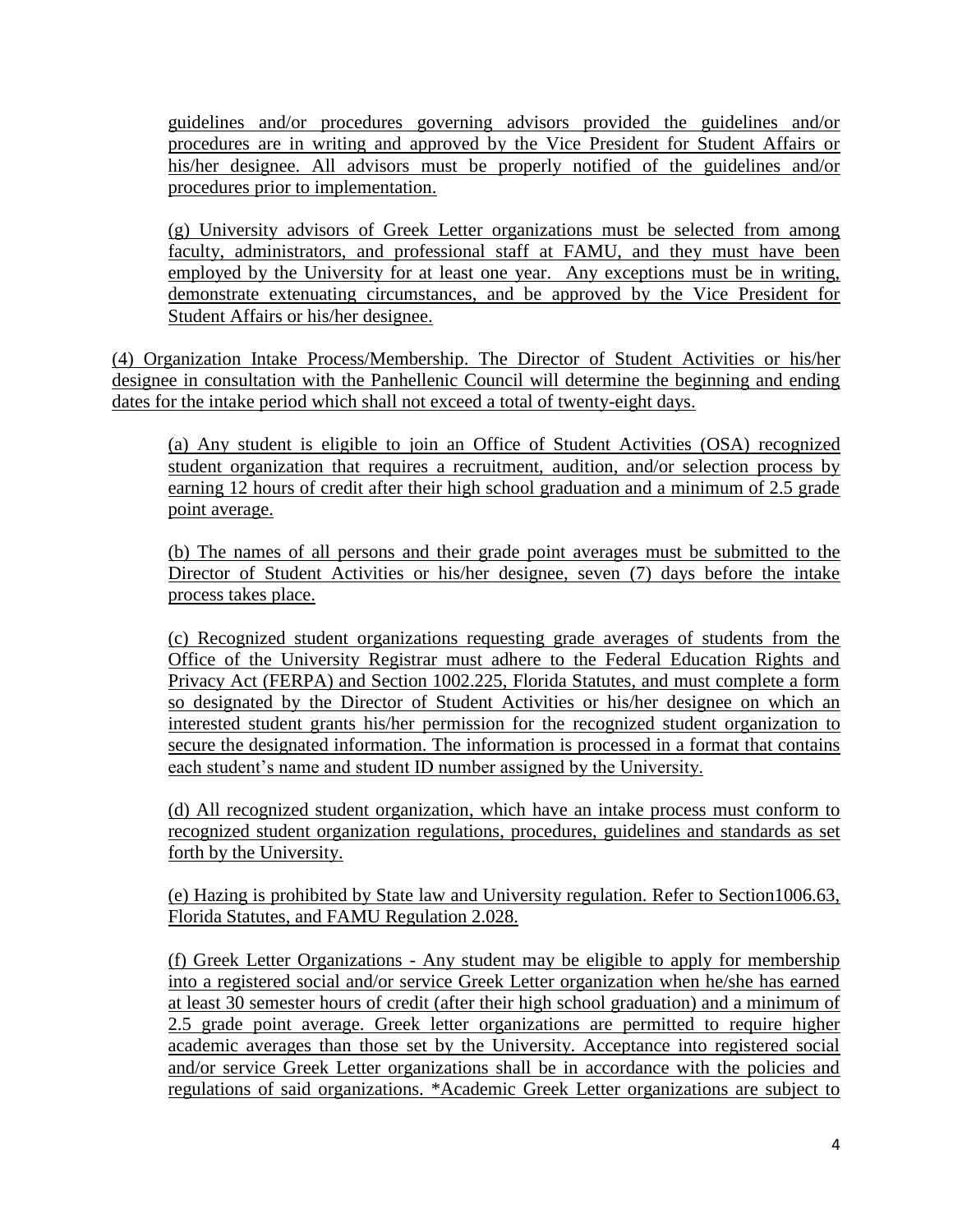guidelines and/or procedures governing advisors provided the guidelines and/or procedures are in writing and approved by the Vice President for Student Affairs or his/her designee. All advisors must be properly notified of the guidelines and/or procedures prior to implementation.

(g) University advisors of Greek Letter organizations must be selected from among faculty, administrators, and professional staff at FAMU, and they must have been employed by the University for at least one year. Any exceptions must be in writing, demonstrate extenuating circumstances, and be approved by the Vice President for Student Affairs or his/her designee.

(4) Organization Intake Process/Membership. The Director of Student Activities or his/her designee in consultation with the Panhellenic Council will determine the beginning and ending dates for the intake period which shall not exceed a total of twenty-eight days.

(a) Any student is eligible to join an Office of Student Activities (OSA) recognized student organization that requires a recruitment, audition, and/or selection process by earning 12 hours of credit after their high school graduation and a minimum of 2.5 grade point average.

(b) The names of all persons and their grade point averages must be submitted to the Director of Student Activities or his/her designee, seven (7) days before the intake process takes place.

(c) Recognized student organizations requesting grade averages of students from the Office of the University Registrar must adhere to the Federal Education Rights and Privacy Act (FERPA) and Section 1002.225, Florida Statutes, and must complete a form so designated by the Director of Student Activities or his/her designee on which an interested student grants his/her permission for the recognized student organization to secure the designated information. The information is processed in a format that contains each student's name and student ID number assigned by the University.

(d) All recognized student organization, which have an intake process must conform to recognized student organization regulations, procedures, guidelines and standards as set forth by the University.

(e) Hazing is prohibited by State law and University regulation. Refer to Section1006.63, Florida Statutes, and FAMU Regulation 2.028.

(f) Greek Letter Organizations - Any student may be eligible to apply for membership into a registered social and/or service Greek Letter organization when he/she has earned at least 30 semester hours of credit (after their high school graduation) and a minimum of 2.5 grade point average. Greek letter organizations are permitted to require higher academic averages than those set by the University. Acceptance into registered social and/or service Greek Letter organizations shall be in accordance with the policies and regulations of said organizations. *Academic Greek Letter organizations are subject to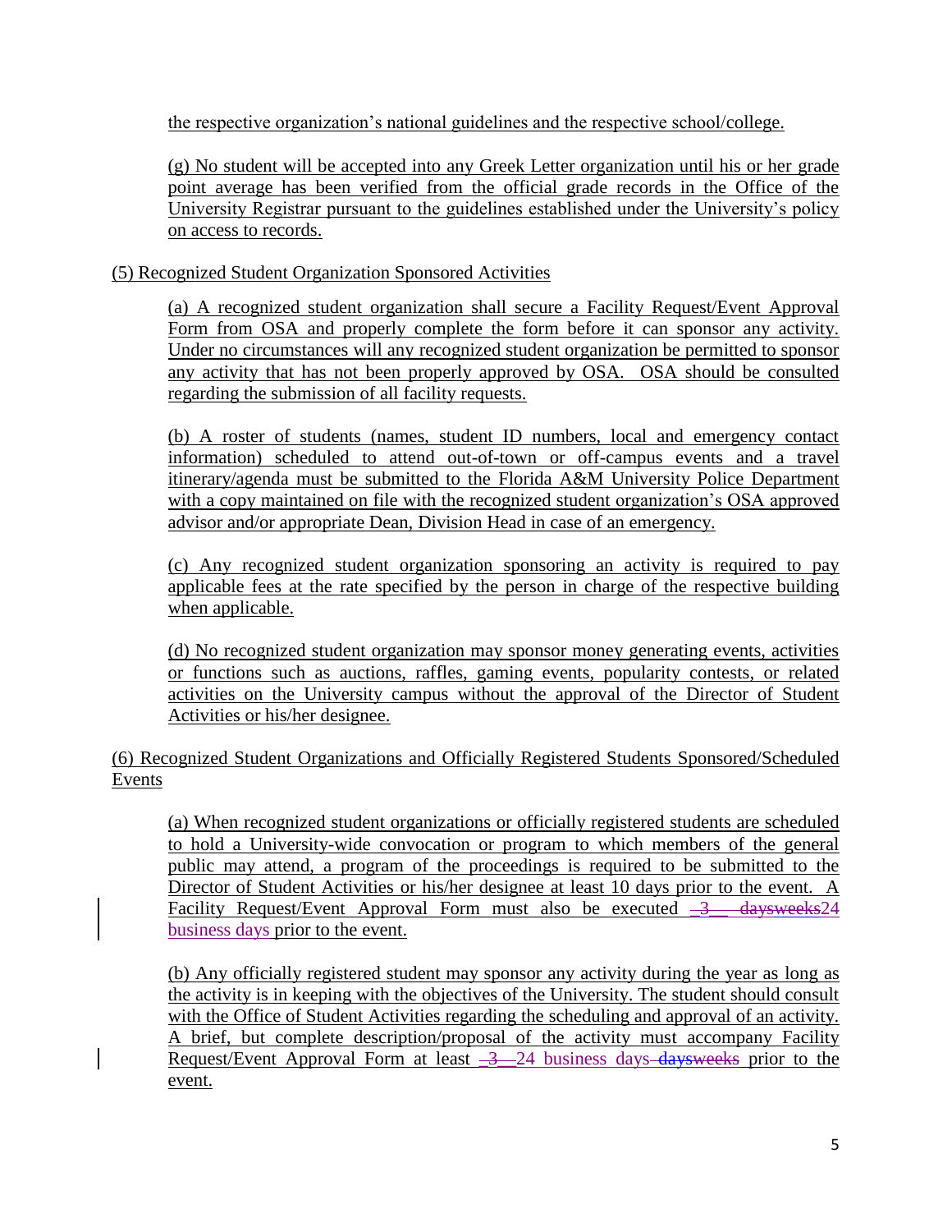the respective organization's national guidelines and the respective school/college.

(g) No student will be accepted into any Greek Letter organization until his or her grade point average has been verified from the official grade records in the Office of the University Registrar pursuant to the guidelines established under the University's policy on access to records.

(5) Recognized Student Organization Sponsored Activities

(a) A recognized student organization shall secure a Facility Request/Event Approval Form from OSA and properly complete the form before it can sponsor any activity. Under no circumstances will any recognized student organization be permitted to sponsor any activity that has not been properly approved by OSA. OSA should be consulted regarding the submission of all facility requests.

(b) A roster of students (names, student ID numbers, local and emergency contact information) scheduled to attend out-of-town or off-campus events and a travel itinerary/agenda must be submitted to the Florida A&M University Police Department with a copy maintained on file with the recognized student organization's OSA approved advisor and/or appropriate Dean, Division Head in case of an emergency.

(c) Any recognized student organization sponsoring an activity is required to pay applicable fees at the rate specified by the person in charge of the respective building when applicable.

(d) No recognized student organization may sponsor money generating events, activities or functions such as auctions, raffles, gaming events, popularity contests, or related activities on the University campus without the approval of the Director of Student Activities or his/her designee.

(6) Recognized Student Organizations and Officially Registered Students Sponsored/Scheduled Events

(a) When recognized student organizations or officially registered students are scheduled to hold a University-wide convocation or program to which members of the general public may attend, a program of the proceedings is required to be submitted to the Director of Student Activities or his/her designee at least 10 days prior to the event. A Facility Request/Event Approval Form must also be executed ~~3~~ ~~daysweeks~~24 business days prior to the event.

(b) Any officially registered student may sponsor any activity during the year as long as the activity is in keeping with the objectives of the University. The student should consult with the Office of Student Activities regarding the scheduling and approval of an activity. A brief, but complete description/proposal of the activity must accompany Facility Request/Event Approval Form at least ~~3~~ 24 business days ~~daysweeks~~ prior to the event.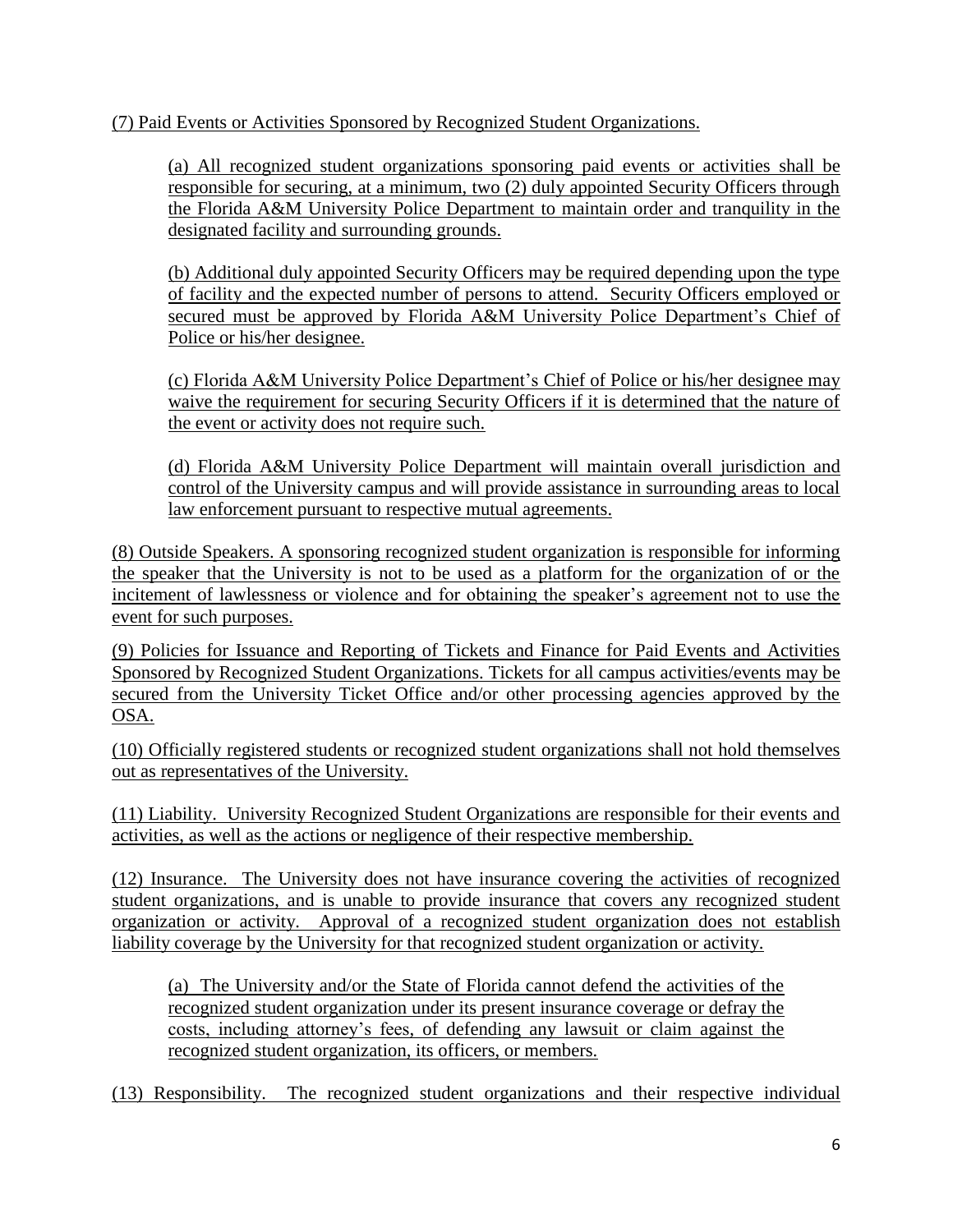(7) Paid Events or Activities Sponsored by Recognized Student Organizations.

(a) All recognized student organizations sponsoring paid events or activities shall be responsible for securing, at a minimum, two (2) duly appointed Security Officers through the Florida A&M University Police Department to maintain order and tranquility in the designated facility and surrounding grounds.

(b) Additional duly appointed Security Officers may be required depending upon the type of facility and the expected number of persons to attend. Security Officers employed or secured must be approved by Florida A&M University Police Department's Chief of Police or his/her designee.

(c) Florida A&M University Police Department's Chief of Police or his/her designee may waive the requirement for securing Security Officers if it is determined that the nature of the event or activity does not require such.

(d) Florida A&M University Police Department will maintain overall jurisdiction and control of the University campus and will provide assistance in surrounding areas to local law enforcement pursuant to respective mutual agreements.

(8) Outside Speakers. A sponsoring recognized student organization is responsible for informing the speaker that the University is not to be used as a platform for the organization of or the incitement of lawlessness or violence and for obtaining the speaker's agreement not to use the event for such purposes.

(9) Policies for Issuance and Reporting of Tickets and Finance for Paid Events and Activities Sponsored by Recognized Student Organizations. Tickets for all campus activities/events may be secured from the University Ticket Office and/or other processing agencies approved by the OSA.

(10) Officially registered students or recognized student organizations shall not hold themselves out as representatives of the University.

(11) Liability. University Recognized Student Organizations are responsible for their events and activities, as well as the actions or negligence of their respective membership.

(12) Insurance. The University does not have insurance covering the activities of recognized student organizations, and is unable to provide insurance that covers any recognized student organization or activity. Approval of a recognized student organization does not establish liability coverage by the University for that recognized student organization or activity.

(a) The University and/or the State of Florida cannot defend the activities of the recognized student organization under its present insurance coverage or defray the costs, including attorney's fees, of defending any lawsuit or claim against the recognized student organization, its officers, or members.

(13) Responsibility. The recognized student organizations and their respective individual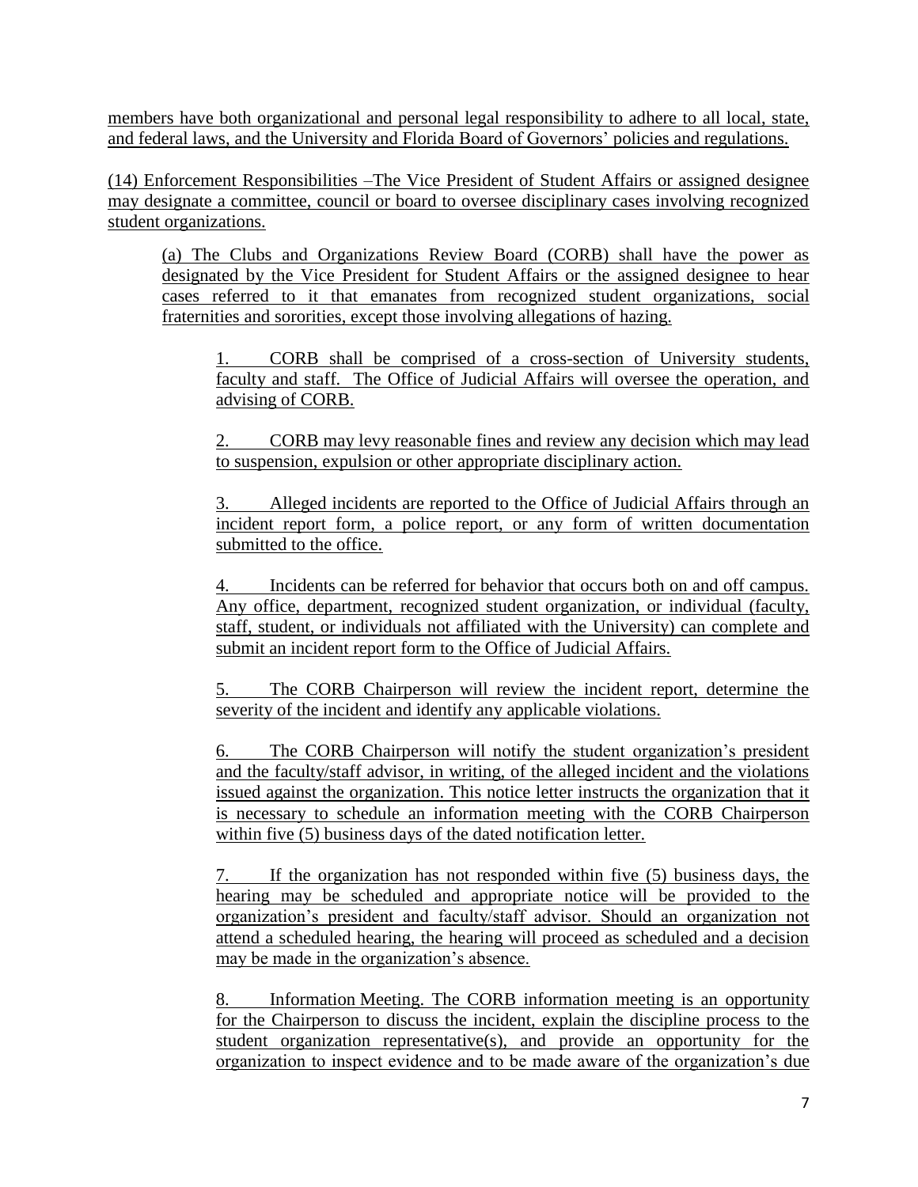members have both organizational and personal legal responsibility to adhere to all local, state, and federal laws, and the University and Florida Board of Governors' policies and regulations.

(14) Enforcement Responsibilities –The Vice President of Student Affairs or assigned designee may designate a committee, council or board to oversee disciplinary cases involving recognized student organizations.

(a) The Clubs and Organizations Review Board (CORB) shall have the power as designated by the Vice President for Student Affairs or the assigned designee to hear cases referred to it that emanates from recognized student organizations, social fraternities and sororities, except those involving allegations of hazing.

1. CORB shall be comprised of a cross-section of University students, faculty and staff. The Office of Judicial Affairs will oversee the operation, and advising of CORB.

2. CORB may levy reasonable fines and review any decision which may lead to suspension, expulsion or other appropriate disciplinary action.

3. Alleged incidents are reported to the Office of Judicial Affairs through an incident report form, a police report, or any form of written documentation submitted to the office.

4. Incidents can be referred for behavior that occurs both on and off campus. Any office, department, recognized student organization, or individual (faculty, staff, student, or individuals not affiliated with the University) can complete and submit an incident report form to the Office of Judicial Affairs.

5. The CORB Chairperson will review the incident report, determine the severity of the incident and identify any applicable violations.

6. The CORB Chairperson will notify the student organization's president and the faculty/staff advisor, in writing, of the alleged incident and the violations issued against the organization. This notice letter instructs the organization that it is necessary to schedule an information meeting with the CORB Chairperson within five (5) business days of the dated notification letter.

7. If the organization has not responded within five (5) business days, the hearing may be scheduled and appropriate notice will be provided to the organization's president and faculty/staff advisor. Should an organization not attend a scheduled hearing, the hearing will proceed as scheduled and a decision may be made in the organization's absence.

8. Information Meeting. The CORB information meeting is an opportunity for the Chairperson to discuss the incident, explain the discipline process to the student organization representative(s), and provide an opportunity for the organization to inspect evidence and to be made aware of the organization's due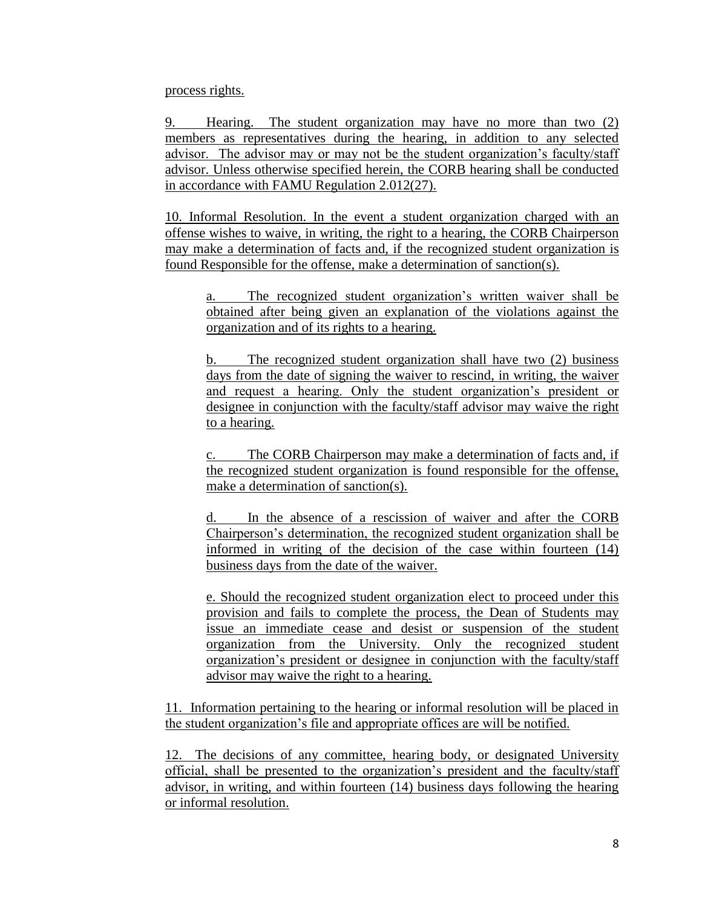process rights.

9. Hearing. The student organization may have no more than two (2) members as representatives during the hearing, in addition to any selected advisor. The advisor may or may not be the student organization's faculty/staff advisor. Unless otherwise specified herein, the CORB hearing shall be conducted in accordance with FAMU Regulation 2.012(27).

10. Informal Resolution. In the event a student organization charged with an offense wishes to waive, in writing, the right to a hearing, the CORB Chairperson may make a determination of facts and, if the recognized student organization is found Responsible for the offense, make a determination of sanction(s).

> a. The recognized student organization's written waiver shall be obtained after being given an explanation of the violations against the organization and of its rights to a hearing.
>
> b. The recognized student organization shall have two (2) business days from the date of signing the waiver to rescind, in writing, the waiver and request a hearing. Only the student organization's president or designee in conjunction with the faculty/staff advisor may waive the right to a hearing.
>
> c. The CORB Chairperson may make a determination of facts and, if the recognized student organization is found responsible for the offense, make a determination of sanction(s).
>
> d. In the absence of a rescission of waiver and after the CORB Chairperson's determination, the recognized student organization shall be informed in writing of the decision of the case within fourteen (14) business days from the date of the waiver.
>
> e. Should the recognized student organization elect to proceed under this provision and fails to complete the process, the Dean of Students may issue an immediate cease and desist or suspension of the student organization from the University. Only the recognized student organization's president or designee in conjunction with the faculty/staff advisor may waive the right to a hearing.

11. Information pertaining to the hearing or informal resolution will be placed in the student organization's file and appropriate offices are will be notified.

12. The decisions of any committee, hearing body, or designated University official, shall be presented to the organization's president and the faculty/staff advisor, in writing, and within fourteen (14) business days following the hearing or informal resolution.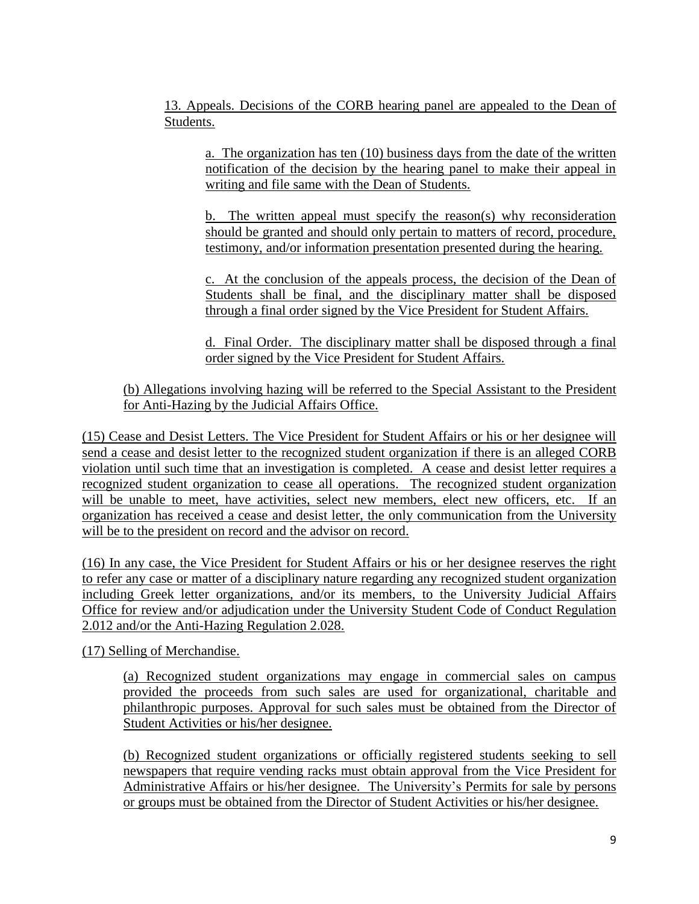13. Appeals. Decisions of the CORB hearing panel are appealed to the Dean of Students.

a. The organization has ten (10) business days from the date of the written notification of the decision by the hearing panel to make their appeal in writing and file same with the Dean of Students.

b. The written appeal must specify the reason(s) why reconsideration should be granted and should only pertain to matters of record, procedure, testimony, and/or information presentation presented during the hearing.

c. At the conclusion of the appeals process, the decision of the Dean of Students shall be final, and the disciplinary matter shall be disposed through a final order signed by the Vice President for Student Affairs.

d. Final Order. The disciplinary matter shall be disposed through a final order signed by the Vice President for Student Affairs.

(b) Allegations involving hazing will be referred to the Special Assistant to the President for Anti-Hazing by the Judicial Affairs Office.

(15) Cease and Desist Letters. The Vice President for Student Affairs or his or her designee will send a cease and desist letter to the recognized student organization if there is an alleged CORB violation until such time that an investigation is completed. A cease and desist letter requires a recognized student organization to cease all operations. The recognized student organization will be unable to meet, have activities, select new members, elect new officers, etc. If an organization has received a cease and desist letter, the only communication from the University will be to the president on record and the advisor on record.

(16) In any case, the Vice President for Student Affairs or his or her designee reserves the right to refer any case or matter of a disciplinary nature regarding any recognized student organization including Greek letter organizations, and/or its members, to the University Judicial Affairs Office for review and/or adjudication under the University Student Code of Conduct Regulation 2.012 and/or the Anti-Hazing Regulation 2.028.

(17) Selling of Merchandise.

(a) Recognized student organizations may engage in commercial sales on campus provided the proceeds from such sales are used for organizational, charitable and philanthropic purposes. Approval for such sales must be obtained from the Director of Student Activities or his/her designee.

(b) Recognized student organizations or officially registered students seeking to sell newspapers that require vending racks must obtain approval from the Vice President for Administrative Affairs or his/her designee. The University's Permits for sale by persons or groups must be obtained from the Director of Student Activities or his/her designee.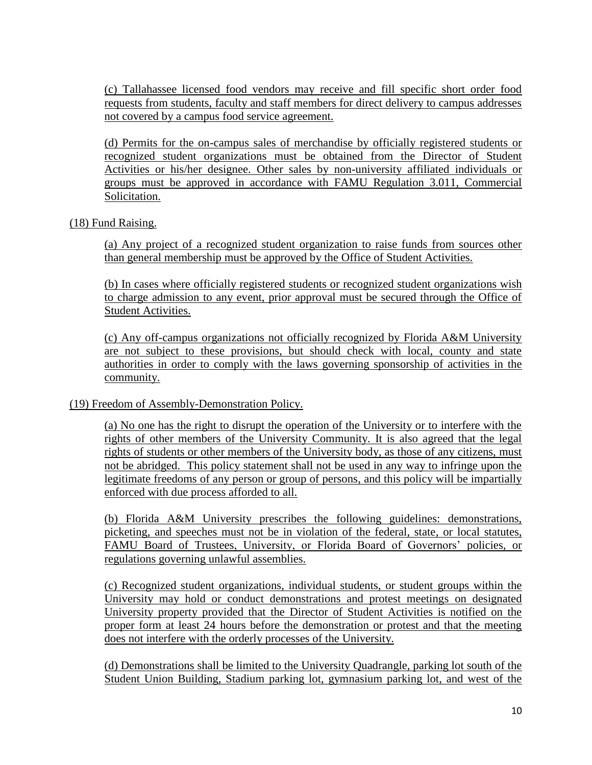(c) Tallahassee licensed food vendors may receive and fill specific short order food requests from students, faculty and staff members for direct delivery to campus addresses not covered by a campus food service agreement.

(d) Permits for the on-campus sales of merchandise by officially registered students or recognized student organizations must be obtained from the Director of Student Activities or his/her designee. Other sales by non-university affiliated individuals or groups must be approved in accordance with FAMU Regulation 3.011, Commercial Solicitation.

(18) Fund Raising.

(a) Any project of a recognized student organization to raise funds from sources other than general membership must be approved by the Office of Student Activities.

(b) In cases where officially registered students or recognized student organizations wish to charge admission to any event, prior approval must be secured through the Office of Student Activities.

(c) Any off-campus organizations not officially recognized by Florida A&M University are not subject to these provisions, but should check with local, county and state authorities in order to comply with the laws governing sponsorship of activities in the community.

(19) Freedom of Assembly-Demonstration Policy.

(a) No one has the right to disrupt the operation of the University or to interfere with the rights of other members of the University Community. It is also agreed that the legal rights of students or other members of the University body, as those of any citizens, must not be abridged. This policy statement shall not be used in any way to infringe upon the legitimate freedoms of any person or group of persons, and this policy will be impartially enforced with due process afforded to all.

(b) Florida A&M University prescribes the following guidelines: demonstrations, picketing, and speeches must not be in violation of the federal, state, or local statutes, FAMU Board of Trustees, University, or Florida Board of Governors' policies, or regulations governing unlawful assemblies.

(c) Recognized student organizations, individual students, or student groups within the University may hold or conduct demonstrations and protest meetings on designated University property provided that the Director of Student Activities is notified on the proper form at least 24 hours before the demonstration or protest and that the meeting does not interfere with the orderly processes of the University.

(d) Demonstrations shall be limited to the University Quadrangle, parking lot south of the Student Union Building, Stadium parking lot, gymnasium parking lot, and west of the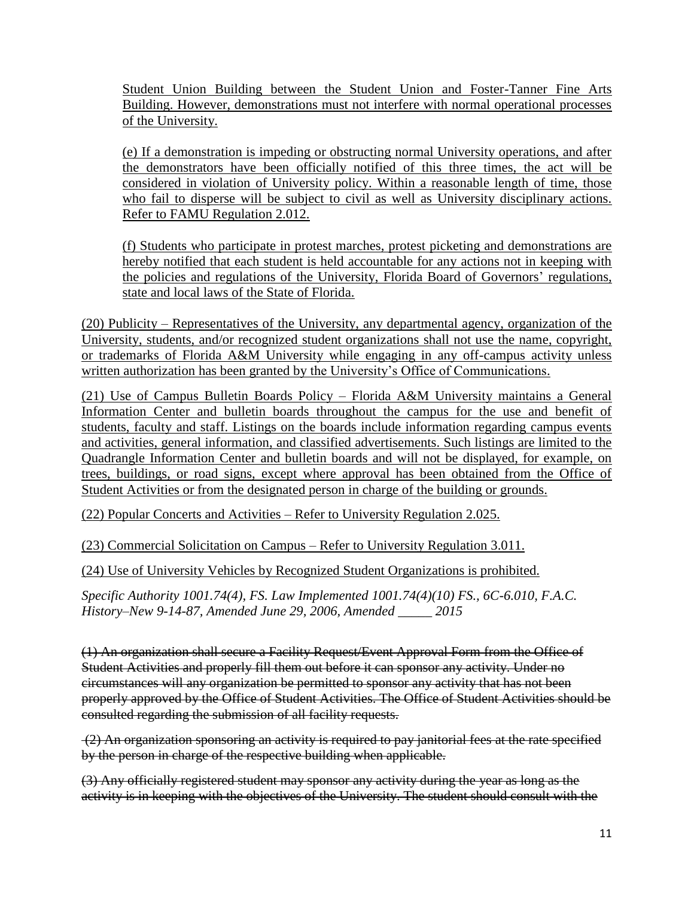Student Union Building between the Student Union and Foster-Tanner Fine Arts Building. However, demonstrations must not interfere with normal operational processes of the University.

(e) If a demonstration is impeding or obstructing normal University operations, and after the demonstrators have been officially notified of this three times, the act will be considered in violation of University policy. Within a reasonable length of time, those who fail to disperse will be subject to civil as well as University disciplinary actions. Refer to FAMU Regulation 2.012.

(f) Students who participate in protest marches, protest picketing and demonstrations are hereby notified that each student is held accountable for any actions not in keeping with the policies and regulations of the University, Florida Board of Governors' regulations, state and local laws of the State of Florida.

(20) Publicity – Representatives of the University, any departmental agency, organization of the University, students, and/or recognized student organizations shall not use the name, copyright, or trademarks of Florida A&M University while engaging in any off-campus activity unless written authorization has been granted by the University's Office of Communications.

(21) Use of Campus Bulletin Boards Policy – Florida A&M University maintains a General Information Center and bulletin boards throughout the campus for the use and benefit of students, faculty and staff. Listings on the boards include information regarding campus events and activities, general information, and classified advertisements. Such listings are limited to the Quadrangle Information Center and bulletin boards and will not be displayed, for example, on trees, buildings, or road signs, except where approval has been obtained from the Office of Student Activities or from the designated person in charge of the building or grounds.

(22) Popular Concerts and Activities – Refer to University Regulation 2.025.

(23) Commercial Solicitation on Campus – Refer to University Regulation 3.011.

(24) Use of University Vehicles by Recognized Student Organizations is prohibited.

*Specific Authority 1001.74(4), FS. Law Implemented 1001.74(4)(10) FS., 6C-6.010, F.A.C. History–New 9-14-87, Amended June 29, 2006, Amended \_\_\_\_\_ 2015*

~~(1) An organization shall secure a Facility Request/Event Approval Form from the Office of Student Activities and properly fill them out before it can sponsor any activity. Under no circumstances will any organization be permitted to sponsor any activity that has not been properly approved by the Office of Student Activities. The Office of Student Activities should be consulted regarding the submission of all facility requests.~~

~~(2) An organization sponsoring an activity is required to pay janitorial fees at the rate specified by the person in charge of the respective building when applicable.~~

~~(3) Any officially registered student may sponsor any activity during the year as long as the activity is in keeping with the objectives of the University. The student should consult with the~~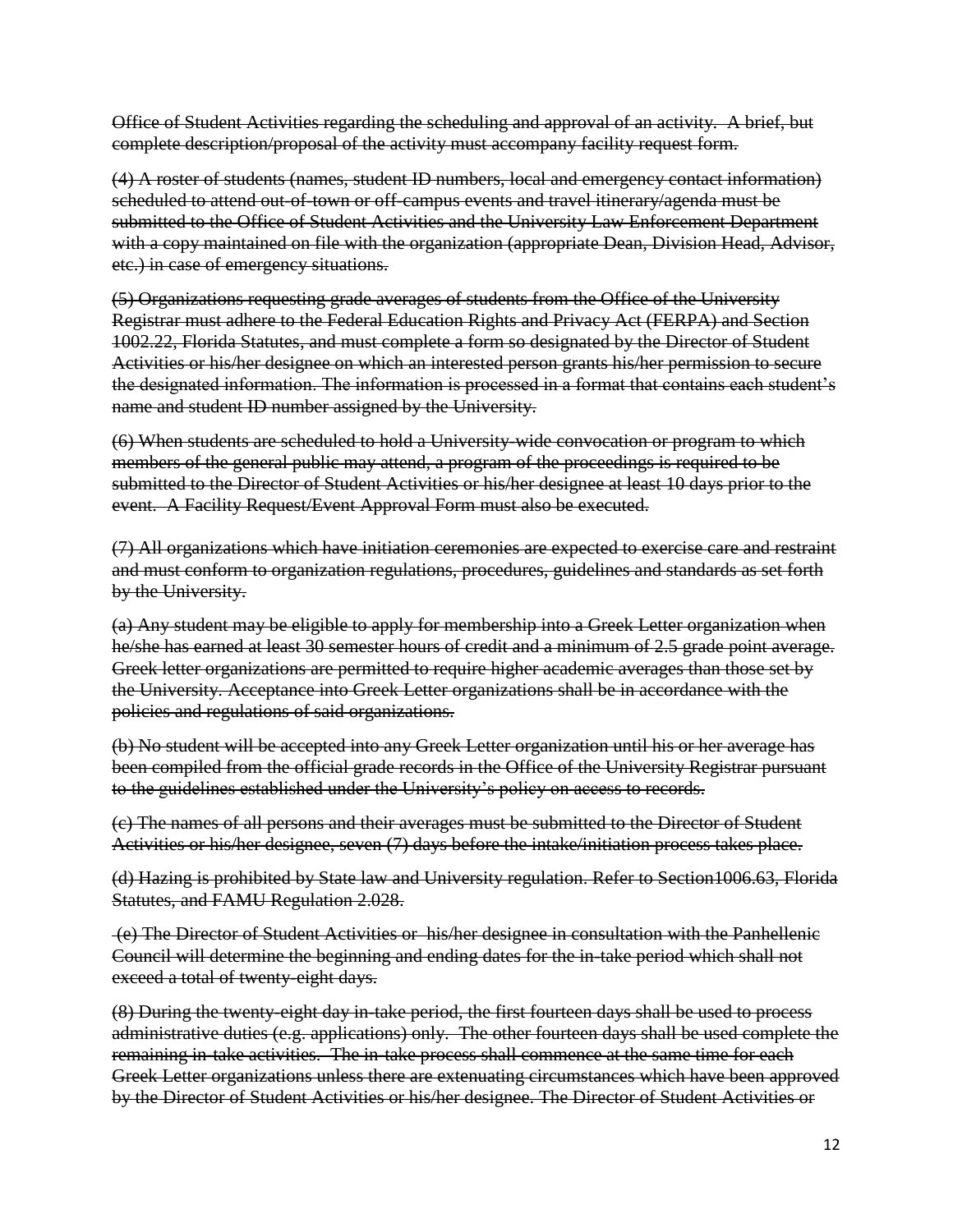~~Office of Student Activities regarding the scheduling and approval of an activity. A brief, but complete description/proposal of the activity must accompany facility request form.~~

~~(4) A roster of students (names, student ID numbers, local and emergency contact information) scheduled to attend out-of-town or off-campus events and travel itinerary/agenda must be submitted to the Office of Student Activities and the University Law Enforcement Department with a copy maintained on file with the organization (appropriate Dean, Division Head, Advisor, etc.) in case of emergency situations.~~

~~(5) Organizations requesting grade averages of students from the Office of the University Registrar must adhere to the Federal Education Rights and Privacy Act (FERPA) and Section 1002.22, Florida Statutes, and must complete a form so designated by the Director of Student Activities or his/her designee on which an interested person grants his/her permission to secure the designated information. The information is processed in a format that contains each student's name and student ID number assigned by the University.~~

~~(6) When students are scheduled to hold a University-wide convocation or program to which members of the general public may attend, a program of the proceedings is required to be submitted to the Director of Student Activities or his/her designee at least 10 days prior to the event. A Facility Request/Event Approval Form must also be executed.~~

~~(7) All organizations which have initiation ceremonies are expected to exercise care and restraint and must conform to organization regulations, procedures, guidelines and standards as set forth by the University.~~

~~(a) Any student may be eligible to apply for membership into a Greek Letter organization when he/she has earned at least 30 semester hours of credit and a minimum of 2.5 grade point average. Greek letter organizations are permitted to require higher academic averages than those set by the University. Acceptance into Greek Letter organizations shall be in accordance with the policies and regulations of said organizations.~~

~~(b) No student will be accepted into any Greek Letter organization until his or her average has been compiled from the official grade records in the Office of the University Registrar pursuant to the guidelines established under the University's policy on access to records.~~

~~(c) The names of all persons and their averages must be submitted to the Director of Student Activities or his/her designee, seven (7) days before the intake/initiation process takes place.~~

~~(d) Hazing is prohibited by State law and University regulation. Refer to Section1006.63, Florida Statutes, and FAMU Regulation 2.028.~~

~~(e) The Director of Student Activities or his/her designee in consultation with the Panhellenic Council will determine the beginning and ending dates for the in-take period which shall not exceed a total of twenty-eight days.~~

~~(8) During the twenty-eight day in-take period, the first fourteen days shall be used to process administrative duties (e.g. applications) only. The other fourteen days shall be used complete the remaining in-take activities. The in-take process shall commence at the same time for each Greek Letter organizations unless there are extenuating circumstances which have been approved by the Director of Student Activities or his/her designee. The Director of Student Activities or~~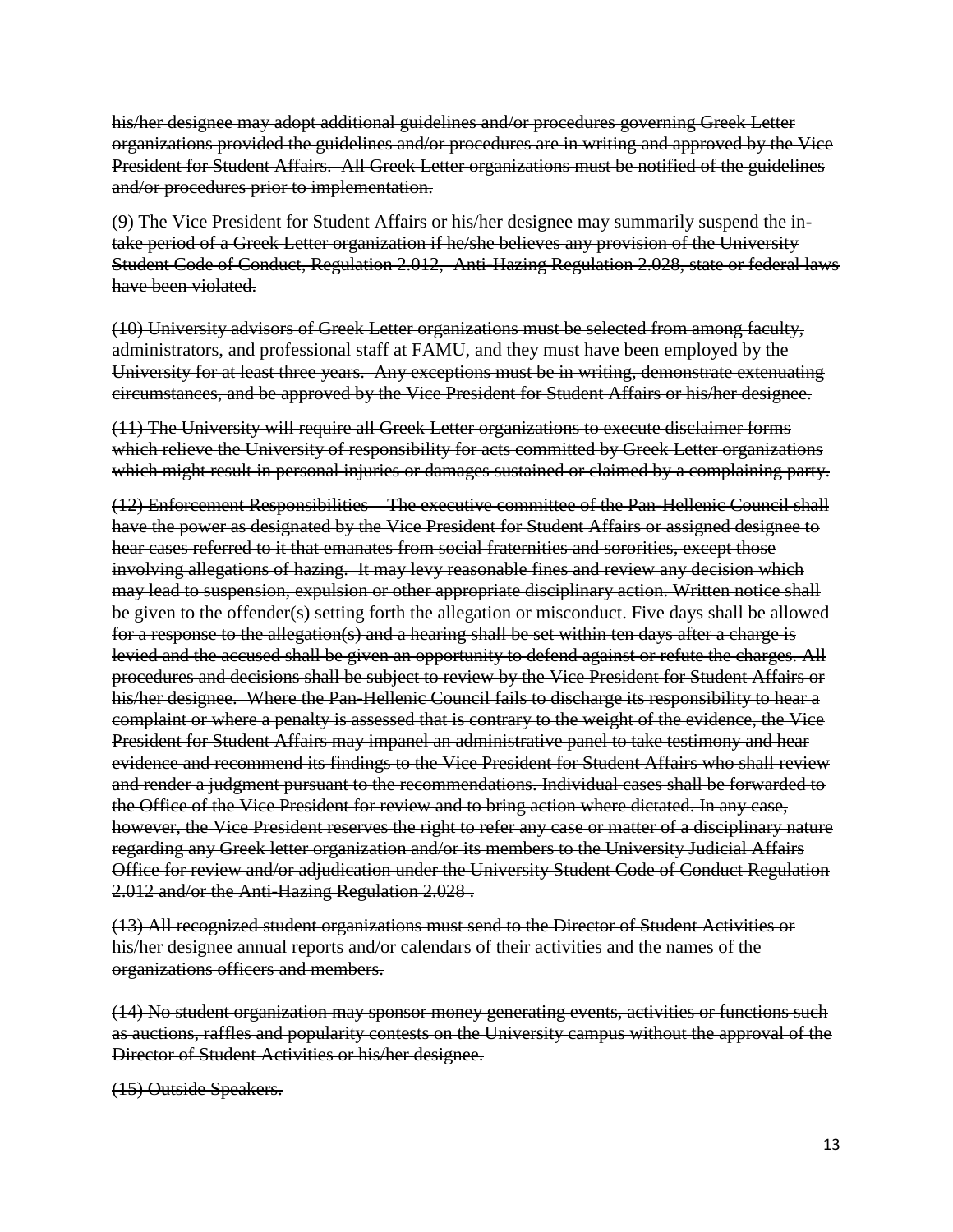~~his/her designee may adopt additional guidelines and/or procedures governing Greek Letter organizations provided the guidelines and/or procedures are in writing and approved by the Vice President for Student Affairs. All Greek Letter organizations must be notified of the guidelines and/or procedures prior to implementation.~~

~~(9) The Vice President for Student Affairs or his/her designee may summarily suspend the in-take period of a Greek Letter organization if he/she believes any provision of the University Student Code of Conduct, Regulation 2.012, Anti-Hazing Regulation 2.028, state or federal laws have been violated.~~

~~(10) University advisors of Greek Letter organizations must be selected from among faculty, administrators, and professional staff at FAMU, and they must have been employed by the University for at least three years. Any exceptions must be in writing, demonstrate extenuating circumstances, and be approved by the Vice President for Student Affairs or his/her designee.~~

~~(11) The University will require all Greek Letter organizations to execute disclaimer forms which relieve the University of responsibility for acts committed by Greek Letter organizations which might result in personal injuries or damages sustained or claimed by a complaining party.~~

~~(12) Enforcement Responsibilities – The executive committee of the Pan-Hellenic Council shall have the power as designated by the Vice President for Student Affairs or assigned designee to hear cases referred to it that emanates from social fraternities and sororities, except those involving allegations of hazing. It may levy reasonable fines and review any decision which may lead to suspension, expulsion or other appropriate disciplinary action. Written notice shall be given to the offender(s) setting forth the allegation or misconduct. Five days shall be allowed for a response to the allegation(s) and a hearing shall be set within ten days after a charge is levied and the accused shall be given an opportunity to defend against or refute the charges. All procedures and decisions shall be subject to review by the Vice President for Student Affairs or his/her designee. Where the Pan-Hellenic Council fails to discharge its responsibility to hear a complaint or where a penalty is assessed that is contrary to the weight of the evidence, the Vice President for Student Affairs may impanel an administrative panel to take testimony and hear evidence and recommend its findings to the Vice President for Student Affairs who shall review and render a judgment pursuant to the recommendations. Individual cases shall be forwarded to the Office of the Vice President for review and to bring action where dictated. In any case, however, the Vice President reserves the right to refer any case or matter of a disciplinary nature regarding any Greek letter organization and/or its members to the University Judicial Affairs Office for review and/or adjudication under the University Student Code of Conduct Regulation 2.012 and/or the Anti-Hazing Regulation 2.028 .~~

~~(13) All recognized student organizations must send to the Director of Student Activities or his/her designee annual reports and/or calendars of their activities and the names of the organizations officers and members.~~

~~(14) No student organization may sponsor money generating events, activities or functions such as auctions, raffles and popularity contests on the University campus without the approval of the Director of Student Activities or his/her designee.~~

~~(15) Outside Speakers.~~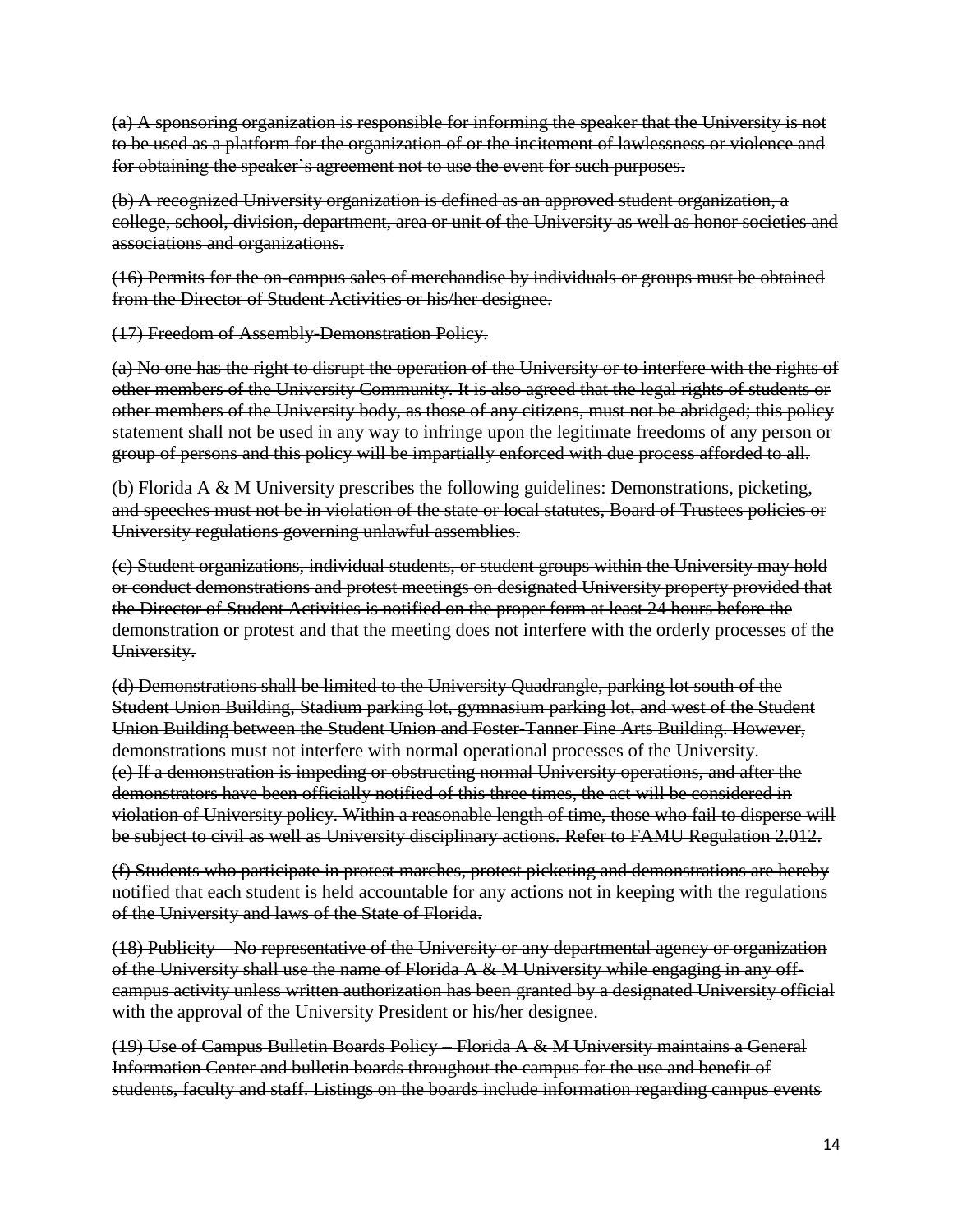~~(a) A sponsoring organization is responsible for informing the speaker that the University is not to be used as a platform for the organization of or the incitement of lawlessness or violence and for obtaining the speaker's agreement not to use the event for such purposes.~~

~~(b) A recognized University organization is defined as an approved student organization, a college, school, division, department, area or unit of the University as well as honor societies and associations and organizations.~~

~~(16) Permits for the on-campus sales of merchandise by individuals or groups must be obtained from the Director of Student Activities or his/her designee.~~

~~(17) Freedom of Assembly-Demonstration Policy.~~

~~(a) No one has the right to disrupt the operation of the University or to interfere with the rights of other members of the University Community. It is also agreed that the legal rights of students or other members of the University body, as those of any citizens, must not be abridged; this policy statement shall not be used in any way to infringe upon the legitimate freedoms of any person or group of persons and this policy will be impartially enforced with due process afforded to all.~~

~~(b) Florida A & M University prescribes the following guidelines: Demonstrations, picketing, and speeches must not be in violation of the state or local statutes, Board of Trustees policies or University regulations governing unlawful assemblies.~~

~~(c) Student organizations, individual students, or student groups within the University may hold or conduct demonstrations and protest meetings on designated University property provided that the Director of Student Activities is notified on the proper form at least 24 hours before the demonstration or protest and that the meeting does not interfere with the orderly processes of the University.~~

~~(d) Demonstrations shall be limited to the University Quadrangle, parking lot south of the Student Union Building, Stadium parking lot, gymnasium parking lot, and west of the Student Union Building between the Student Union and Foster-Tanner Fine Arts Building. However, demonstrations must not interfere with normal operational processes of the University.~~

~~(e) If a demonstration is impeding or obstructing normal University operations, and after the demonstrators have been officially notified of this three times, the act will be considered in violation of University policy. Within a reasonable length of time, those who fail to disperse will be subject to civil as well as University disciplinary actions. Refer to FAMU Regulation 2.012.~~

~~(f) Students who participate in protest marches, protest picketing and demonstrations are hereby notified that each student is held accountable for any actions not in keeping with the regulations of the University and laws of the State of Florida.~~

~~(18) Publicity – No representative of the University or any departmental agency or organization of the University shall use the name of Florida A & M University while engaging in any off-campus activity unless written authorization has been granted by a designated University official with the approval of the University President or his/her designee.~~

~~(19) Use of Campus Bulletin Boards Policy – Florida A & M University maintains a General Information Center and bulletin boards throughout the campus for the use and benefit of students, faculty and staff. Listings on the boards include information regarding campus events~~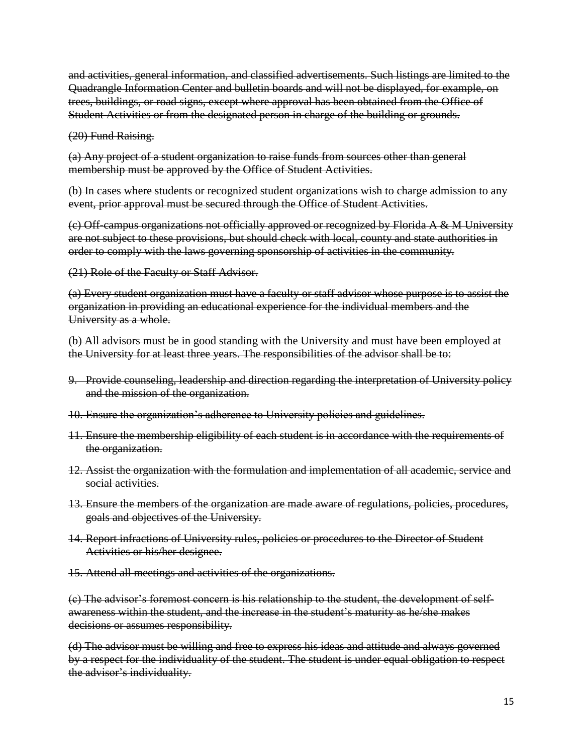~~and activities, general information, and classified advertisements. Such listings are limited to the Quadrangle Information Center and bulletin boards and will not be displayed, for example, on trees, buildings, or road signs, except where approval has been obtained from the Office of Student Activities or from the designated person in charge of the building or grounds.~~

~~(20) Fund Raising.~~

~~(a) Any project of a student organization to raise funds from sources other than general membership must be approved by the Office of Student Activities.~~

~~(b) In cases where students or recognized student organizations wish to charge admission to any event, prior approval must be secured through the Office of Student Activities.~~

~~(c) Off-campus organizations not officially approved or recognized by Florida A & M University are not subject to these provisions, but should check with local, county and state authorities in order to comply with the laws governing sponsorship of activities in the community.~~

~~(21) Role of the Faculty or Staff Advisor.~~

~~(a) Every student organization must have a faculty or staff advisor whose purpose is to assist the organization in providing an educational experience for the individual members and the University as a whole.~~

~~(b) All advisors must be in good standing with the University and must have been employed at the University for at least three years. The responsibilities of the advisor shall be to:~~

9. ~~Provide counseling, leadership and direction regarding the interpretation of University policy and the mission of the organization.~~
10. ~~Ensure the organization's adherence to University policies and guidelines.~~
11. ~~Ensure the membership eligibility of each student is in accordance with the requirements of the organization.~~
12. ~~Assist the organization with the formulation and implementation of all academic, service and social activities.~~
13. ~~Ensure the members of the organization are made aware of regulations, policies, procedures, goals and objectives of the University.~~
14. ~~Report infractions of University rules, policies or procedures to the Director of Student Activities or his/her designee.~~
15. ~~Attend all meetings and activities of the organizations.~~

~~(c) The advisor's foremost concern is his relationship to the student, the development of self-awareness within the student, and the increase in the student's maturity as he/she makes decisions or assumes responsibility.~~

~~(d) The advisor must be willing and free to express his ideas and attitude and always governed by a respect for the individuality of the student. The student is under equal obligation to respect the advisor's individuality.~~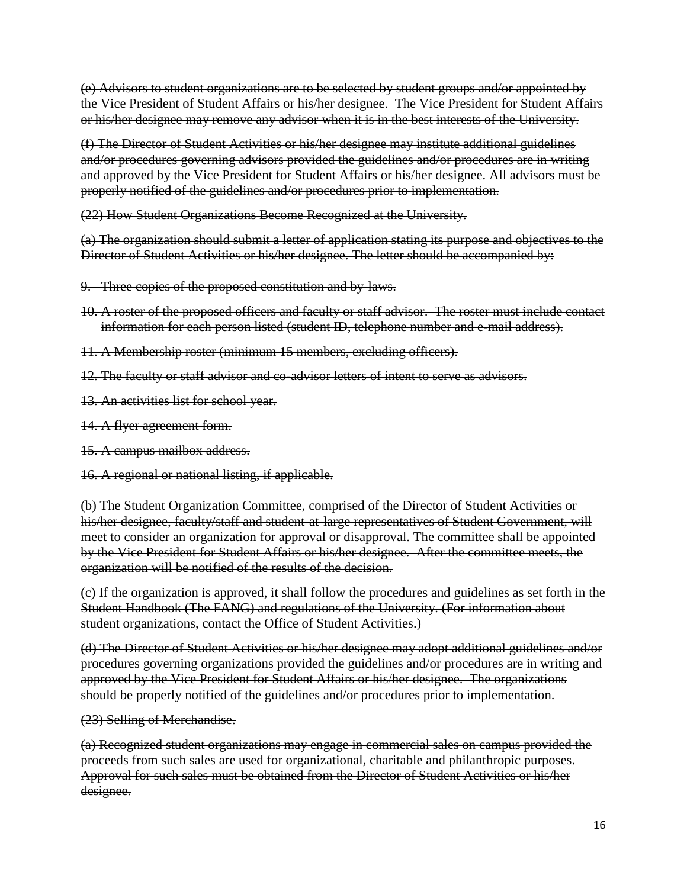~~(e) Advisors to student organizations are to be selected by student groups and/or appointed by the Vice President of Student Affairs or his/her designee. The Vice President for Student Affairs or his/her designee may remove any advisor when it is in the best interests of the University.~~

~~(f) The Director of Student Activities or his/her designee may institute additional guidelines and/or procedures governing advisors provided the guidelines and/or procedures are in writing and approved by the Vice President for Student Affairs or his/her designee. All advisors must be properly notified of the guidelines and/or procedures prior to implementation.~~

~~(22) How Student Organizations Become Recognized at the University.~~

~~(a) The organization should submit a letter of application stating its purpose and objectives to the Director of Student Activities or his/her designee. The letter should be accompanied by:~~

9. ~~Three copies of the proposed constitution and by-laws.~~
10. ~~A roster of the proposed officers and faculty or staff advisor. The roster must include contact information for each person listed (student ID, telephone number and e-mail address).~~
11. ~~A Membership roster (minimum 15 members, excluding officers).~~
12. ~~The faculty or staff advisor and co-advisor letters of intent to serve as advisors.~~
13. ~~An activities list for school year.~~
14. ~~A flyer agreement form.~~
15. ~~A campus mailbox address.~~
16. ~~A regional or national listing, if applicable.~~

~~(b) The Student Organization Committee, comprised of the Director of Student Activities or his/her designee, faculty/staff and student-at-large representatives of Student Government, will meet to consider an organization for approval or disapproval. The committee shall be appointed by the Vice President for Student Affairs or his/her designee. After the committee meets, the organization will be notified of the results of the decision.~~

~~(c) If the organization is approved, it shall follow the procedures and guidelines as set forth in the Student Handbook (The FANG) and regulations of the University. (For information about student organizations, contact the Office of Student Activities.)~~

~~(d) The Director of Student Activities or his/her designee may adopt additional guidelines and/or procedures governing organizations provided the guidelines and/or procedures are in writing and approved by the Vice President for Student Affairs or his/her designee. The organizations should be properly notified of the guidelines and/or procedures prior to implementation.~~

~~(23) Selling of Merchandise.~~

~~(a) Recognized student organizations may engage in commercial sales on campus provided the proceeds from such sales are used for organizational, charitable and philanthropic purposes. Approval for such sales must be obtained from the Director of Student Activities or his/her designee.~~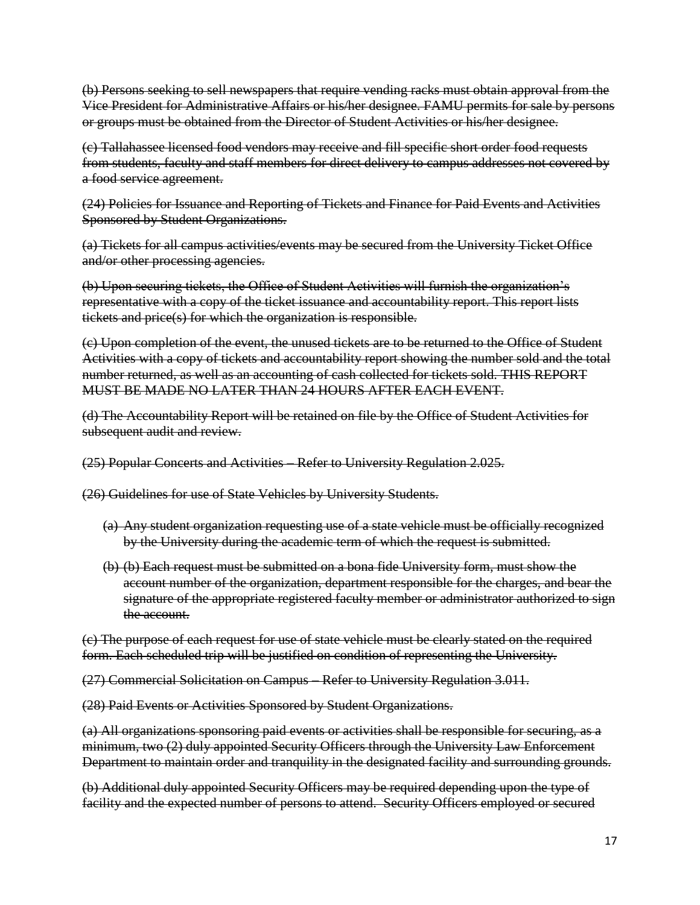~~(b) Persons seeking to sell newspapers that require vending racks must obtain approval from the Vice President for Administrative Affairs or his/her designee. FAMU permits for sale by persons or groups must be obtained from the Director of Student Activities or his/her designee.~~

~~(c) Tallahassee licensed food vendors may receive and fill specific short order food requests from students, faculty and staff members for direct delivery to campus addresses not covered by a food service agreement.~~

~~(24) Policies for Issuance and Reporting of Tickets and Finance for Paid Events and Activities Sponsored by Student Organizations.~~

~~(a) Tickets for all campus activities/events may be secured from the University Ticket Office and/or other processing agencies.~~

~~(b) Upon securing tickets, the Office of Student Activities will furnish the organization's representative with a copy of the ticket issuance and accountability report. This report lists tickets and price(s) for which the organization is responsible.~~

~~(c) Upon completion of the event, the unused tickets are to be returned to the Office of Student Activities with a copy of tickets and accountability report showing the number sold and the total number returned, as well as an accounting of cash collected for tickets sold. THIS REPORT MUST BE MADE NO LATER THAN 24 HOURS AFTER EACH EVENT.~~

~~(d) The Accountability Report will be retained on file by the Office of Student Activities for subsequent audit and review.~~

~~(25) Popular Concerts and Activities – Refer to University Regulation 2.025.~~

~~(26) Guidelines for use of State Vehicles by University Students.~~

~~(a) Any student organization requesting use of a state vehicle must be officially recognized by the University during the academic term of which the request is submitted.~~

~~(b) (b) Each request must be submitted on a bona fide University form, must show the account number of the organization, department responsible for the charges, and bear the signature of the appropriate registered faculty member or administrator authorized to sign the account.~~

~~(c) The purpose of each request for use of state vehicle must be clearly stated on the required form. Each scheduled trip will be justified on condition of representing the University.~~

~~(27) Commercial Solicitation on Campus – Refer to University Regulation 3.011.~~

~~(28) Paid Events or Activities Sponsored by Student Organizations.~~

~~(a) All organizations sponsoring paid events or activities shall be responsible for securing, as a minimum, two (2) duly appointed Security Officers through the University Law Enforcement Department to maintain order and tranquility in the designated facility and surrounding grounds.~~

~~(b) Additional duly appointed Security Officers may be required depending upon the type of facility and the expected number of persons to attend. Security Officers employed or secured~~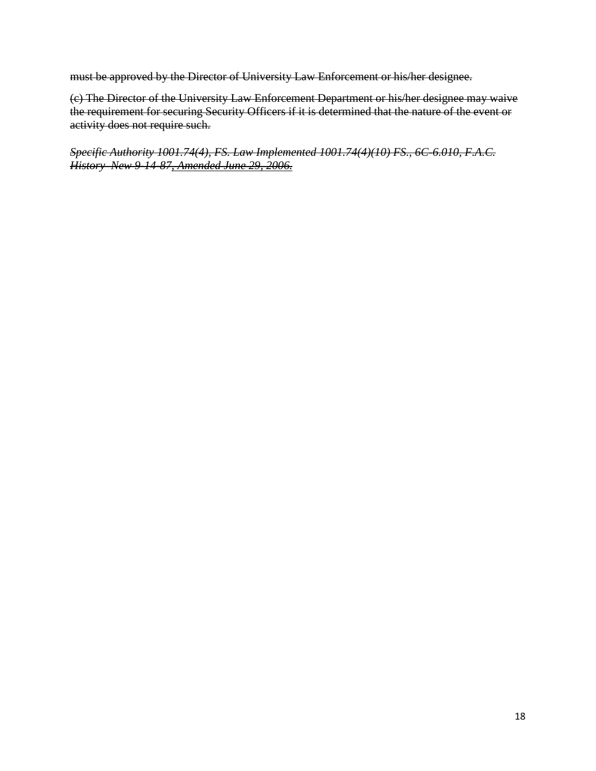~~must be approved by the Director of University Law Enforcement or his/her designee.~~

~~(c) The Director of the University Law Enforcement Department or his/her designee may waive the requirement for securing Security Officers if it is determined that the nature of the event or activity does not require such.~~

~~*Specific Authority 1001.74(4), FS. Law Implemented 1001.74(4)(10) FS., 6C-6.010, F.A.C. History New 9-14-87, Amended June 29, 2006.*~~